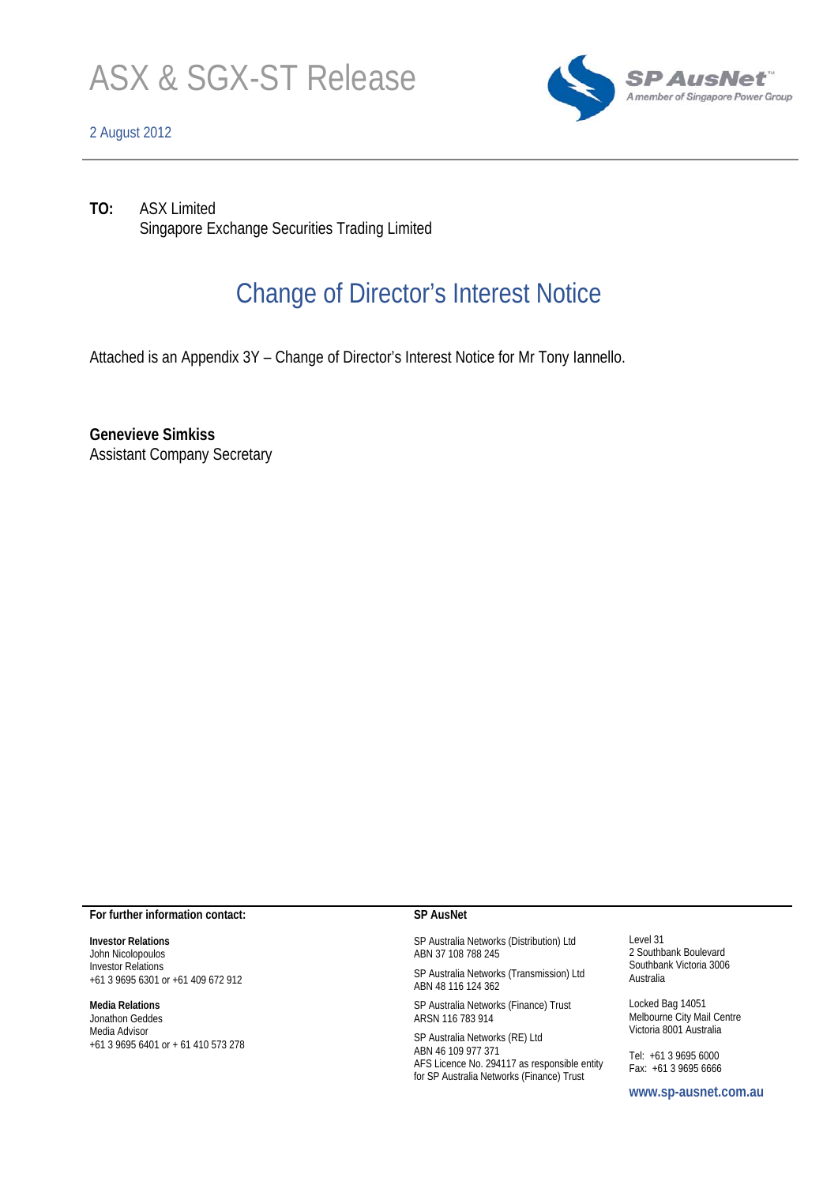# ASX & SGX-ST Release

2 August 2012

SP AusNet™
A member of Singapore Power Group

**TO:** ASX Limited
Singapore Exchange Securities Trading Limited

## Change of Director's Interest Notice

Attached is an Appendix 3Y – Change of Director's Interest Notice for Mr Tony Iannello.

**Genevieve Simkiss**
Assistant Company Secretary

**For further information contact:**

**Investor Relations**
John Nicolopoulos
Investor Relations
+61 3 9695 6301 or +61 409 672 912

**Media Relations**
Jonathon Geddes
Media Advisor
+61 3 9695 6401 or + 61 410 573 278

**SP AusNet**

SP Australia Networks (Distribution) Ltd
ABN 37 108 788 245

SP Australia Networks (Transmission) Ltd
ABN 48 116 124 362

SP Australia Networks (Finance) Trust
ARSN 116 783 914

SP Australia Networks (RE) Ltd
ABN 46 109 977 371
AFS Licence No. 294117 as responsible entity for SP Australia Networks (Finance) Trust

Level 31
2 Southbank Boulevard
Southbank Victoria 3006
Australia

Locked Bag 14051
Melbourne City Mail Centre
Victoria 8001 Australia

Tel: +61 3 9695 6000
Fax: +61 3 9695 6666

www.sp-ausnet.com.au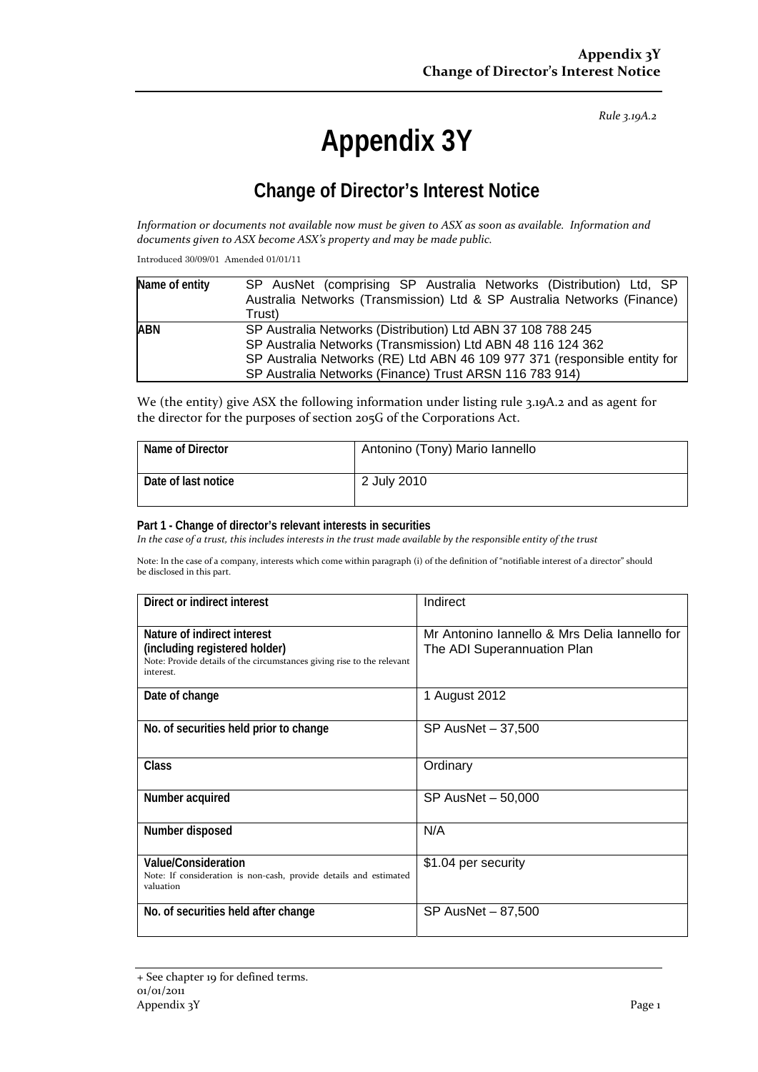*Rule 3.19A.2*

# Appendix 3Y

## Change of Director's Interest Notice

*Information or documents not available now must be given to ASX as soon as available. Information and documents given to ASX become ASX's property and may be made public.*

Introduced 30/09/01 Amended 01/01/11

| **Name of entity** | SP AusNet (comprising SP Australia Networks (Distribution) Ltd, SP Australia Networks (Transmission) Ltd & SP Australia Networks (Finance) Trust) |
|---|---|
| **ABN** | SP Australia Networks (Distribution) Ltd ABN 37 108 788 245<br>SP Australia Networks (Transmission) Ltd ABN 48 116 124 362<br>SP Australia Networks (RE) Ltd ABN 46 109 977 371 (responsible entity for SP Australia Networks (Finance) Trust ARSN 116 783 914) |

We (the entity) give ASX the following information under listing rule 3.19A.2 and as agent for the director for the purposes of section 205G of the Corporations Act.

| **Name of Director** | Antonino (Tony) Mario Iannello |
|---|---|
| **Date of last notice** | 2 July 2010 |

**Part 1 - Change of director's relevant interests in securities**

*In the case of a trust, this includes interests in the trust made available by the responsible entity of the trust*

Note: In the case of a company, interests which come within paragraph (i) of the definition of "notifiable interest of a director" should be disclosed in this part.

| **Direct or indirect interest** | Indirect |
|---|---|
| **Nature of indirect interest (including registered holder)**<br>Note: Provide details of the circumstances giving rise to the relevant interest. | Mr Antonino Iannello & Mrs Delia Iannello for The ADI Superannuation Plan |
| **Date of change** | 1 August 2012 |
| **No. of securities held prior to change** | SP AusNet – 37,500 |
| **Class** | Ordinary |
| **Number acquired** | SP AusNet – 50,000 |
| **Number disposed** | N/A |
| **Value/Consideration**<br>Note: If consideration is non-cash, provide details and estimated valuation | $1.04 per security |
| **No. of securities held after change** | SP AusNet – 87,500 |

+ See chapter 19 for defined terms.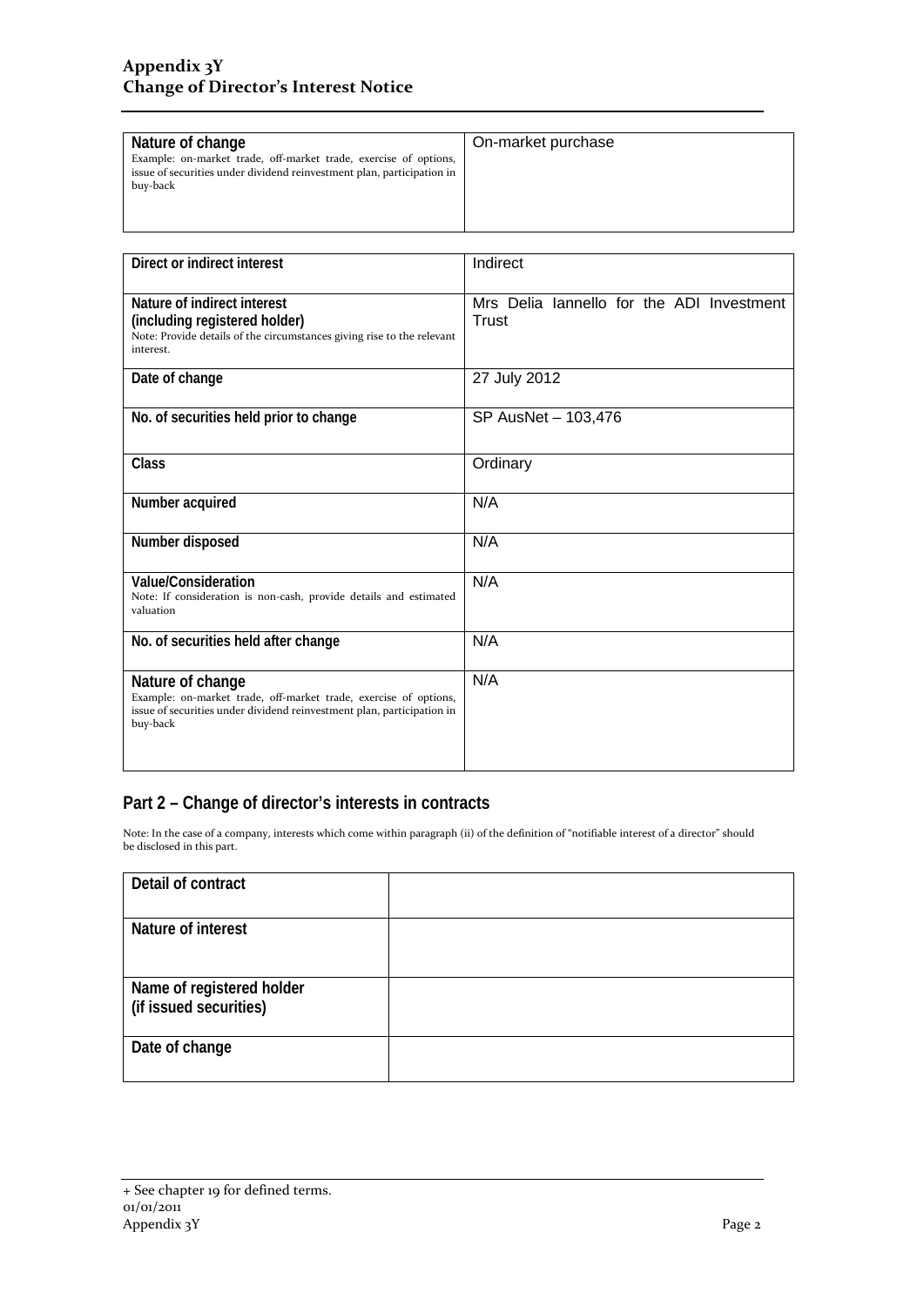| | |
|---|---|
| **Nature of change**<br>Example: on-market trade, off-market trade, exercise of options, issue of securities under dividend reinvestment plan, participation in buy-back | On-market purchase |

| | |
|---|---|
| **Direct or indirect interest** | Indirect |
| **Nature of indirect interest (including registered holder)**<br>Note: Provide details of the circumstances giving rise to the relevant interest. | Mrs Delia Iannello for the ADI Investment Trust |
| **Date of change** | 27 July 2012 |
| **No. of securities held prior to change** | SP AusNet – 103,476 |
| **Class** | Ordinary |
| **Number acquired** | N/A |
| **Number disposed** | N/A |
| **Value/Consideration**<br>Note: If consideration is non-cash, provide details and estimated valuation | N/A |
| **No. of securities held after change** | N/A |
| **Nature of change**<br>Example: on-market trade, off-market trade, exercise of options, issue of securities under dividend reinvestment plan, participation in buy-back | N/A |

## Part 2 – Change of director's interests in contracts

Note: In the case of a company, interests which come within paragraph (ii) of the definition of "notifiable interest of a director" should be disclosed in this part.

| | |
|---|---|
| **Detail of contract** | |
| **Nature of interest** | |
| **Name of registered holder (if issued securities)** | |
| **Date of change** | |

+ See chapter 19 for defined terms.
01/01/2011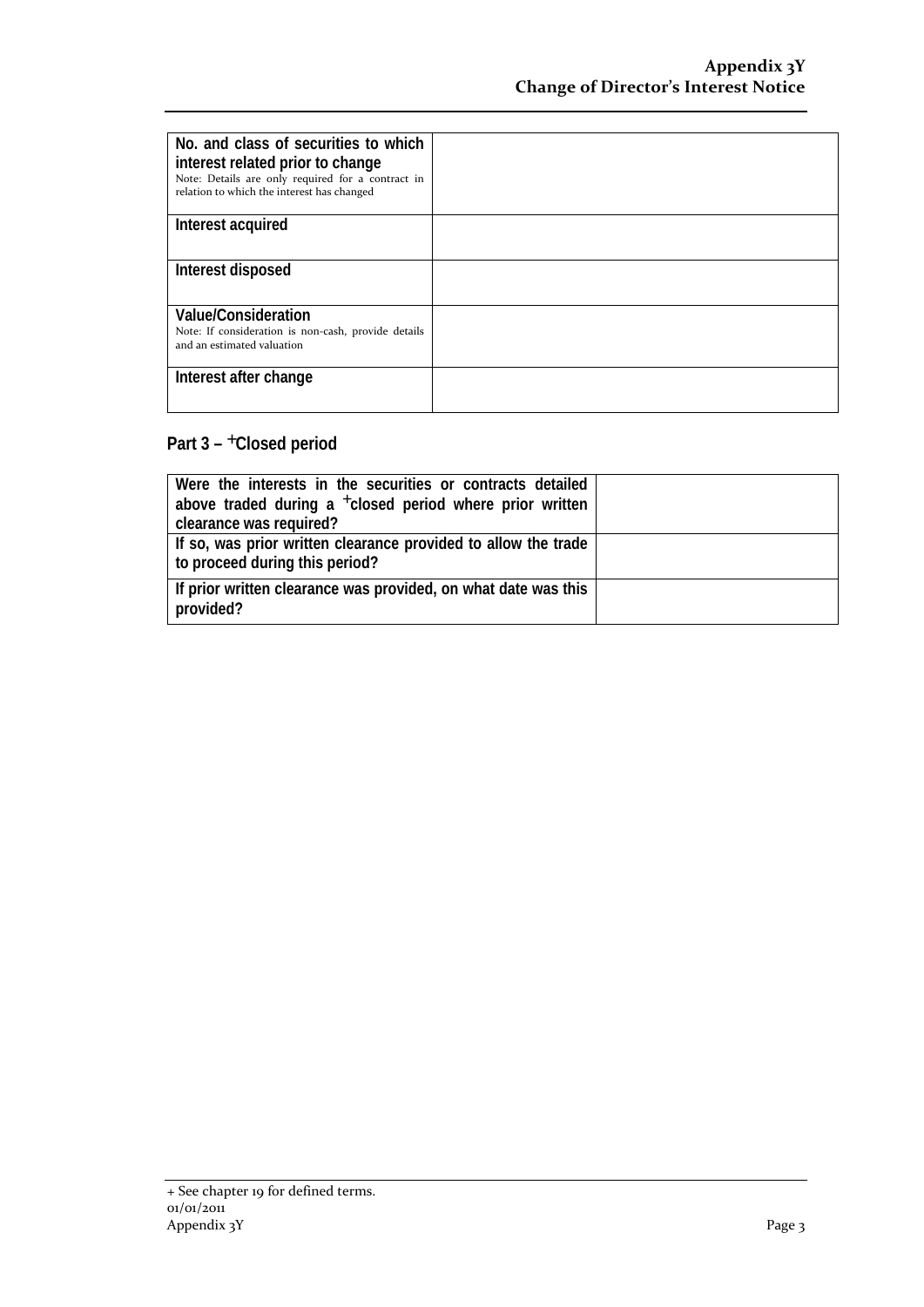| | |
|---|---|
| **No. and class of securities to which interest related prior to change**<br>Note: Details are only required for a contract in relation to which the interest has changed | |
| **Interest acquired** | |
| **Interest disposed** | |
| **Value/Consideration**<br>Note: If consideration is non-cash, provide details and an estimated valuation | |
| **Interest after change** | |

## Part 3 – +Closed period

| | |
|---|---|
| **Were the interests in the securities or contracts detailed above traded during a +closed period where prior written clearance was required?** | |
| **If so, was prior written clearance provided to allow the trade to proceed during this period?** | |
| **If prior written clearance was provided, on what date was this provided?** | |

+ See chapter 19 for defined terms.
01/01/2011